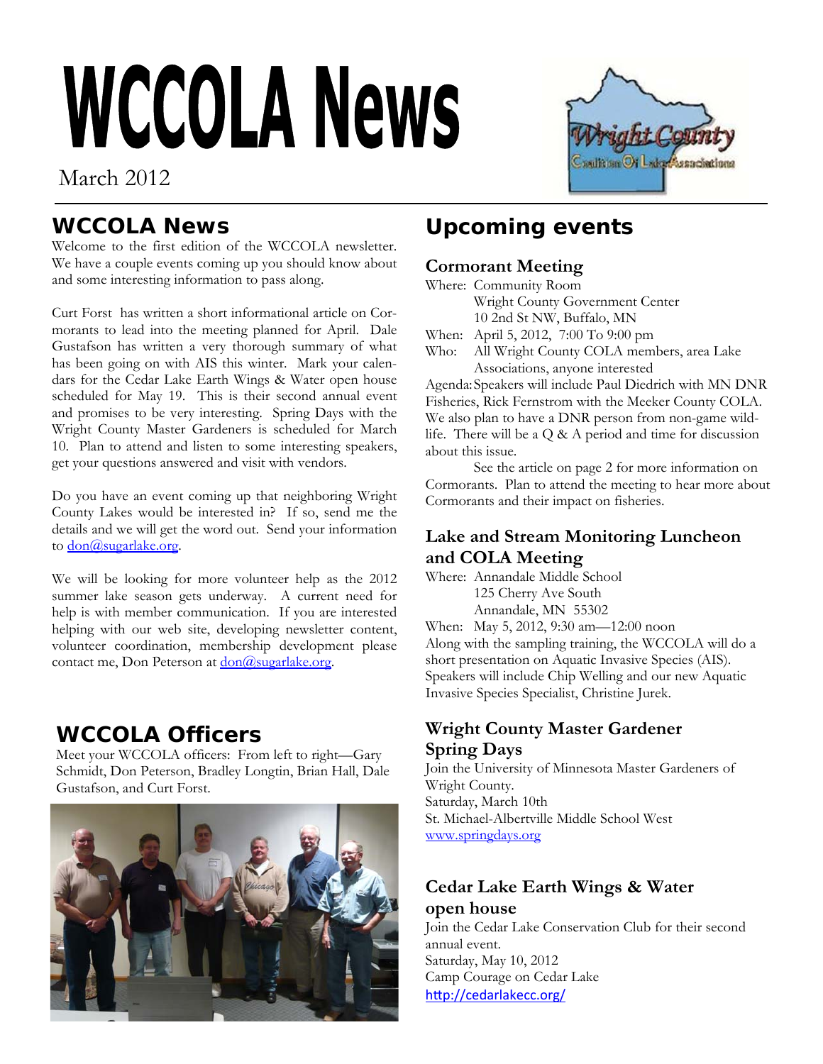# WCCOLA News

March 2012

## WCCOLA News

Welcome to the first edition of the WCCOLA newsletter. We have a couple events coming up you should know about and some interesting information to pass along.

Curt Forst has written a short informational article on Cormorants to lead into the meeting planned for April. Dale Gustafson has written a very thorough summary of what has been going on with AIS this winter. Mark your calendars for the Cedar Lake Earth Wings & Water open house scheduled for May 19. This is their second annual event and promises to be very interesting. Spring Days with the Wright County Master Gardeners is scheduled for March 10. Plan to attend and listen to some interesting speakers, get your questions answered and visit with vendors.

Do you have an event coming up that neighboring Wright County Lakes would be interested in? If so, send me the details and we will get the word out. Send your information to don@sugarlake.org.

We will be looking for more volunteer help as the 2012 summer lake season gets underway. A current need for help is with member communication. If you are interested helping with our web site, developing newsletter content, volunteer coordination, membership development please contact me, Don Peterson at don@sugarlake.org.

## WCCOLA Officers

Meet your WCCOLA officers: From left to right—Gary Schmidt, Don Peterson, Bradley Longtin, Brian Hall, Dale Gustafson, and Curt Forst.

## Upcoming events

### Cormorant Meeting

Where: Community Room
Wright County Government Center
10 2nd St NW, Buffalo, MN

When: April 5, 2012, 7:00 To 9:00 pm

Who: All Wright County COLA members, area Lake Associations, anyone interested

Agenda: Speakers will include Paul Diedrich with MN DNR Fisheries, Rick Fernstrom with the Meeker County COLA. We also plan to have a DNR person from non-game wildlife. There will be a Q & A period and time for discussion about this issue.

See the article on page 2 for more information on Cormorants. Plan to attend the meeting to hear more about Cormorants and their impact on fisheries.

### Lake and Stream Monitoring Luncheon and COLA Meeting

Where: Annandale Middle School
125 Cherry Ave South
Annandale, MN 55302

When: May 5, 2012, 9:30 am—12:00 noon

Along with the sampling training, the WCCOLA will do a short presentation on Aquatic Invasive Species (AIS). Speakers will include Chip Welling and our new Aquatic Invasive Species Specialist, Christine Jurek.

### Wright County Master Gardener Spring Days

Join the University of Minnesota Master Gardeners of Wright County.
Saturday, March 10th
St. Michael-Albertville Middle School West
www.springdays.org

### Cedar Lake Earth Wings & Water open house

Join the Cedar Lake Conservation Club for their second annual event.
Saturday, May 10, 2012
Camp Courage on Cedar Lake
http://cedarlakecc.org/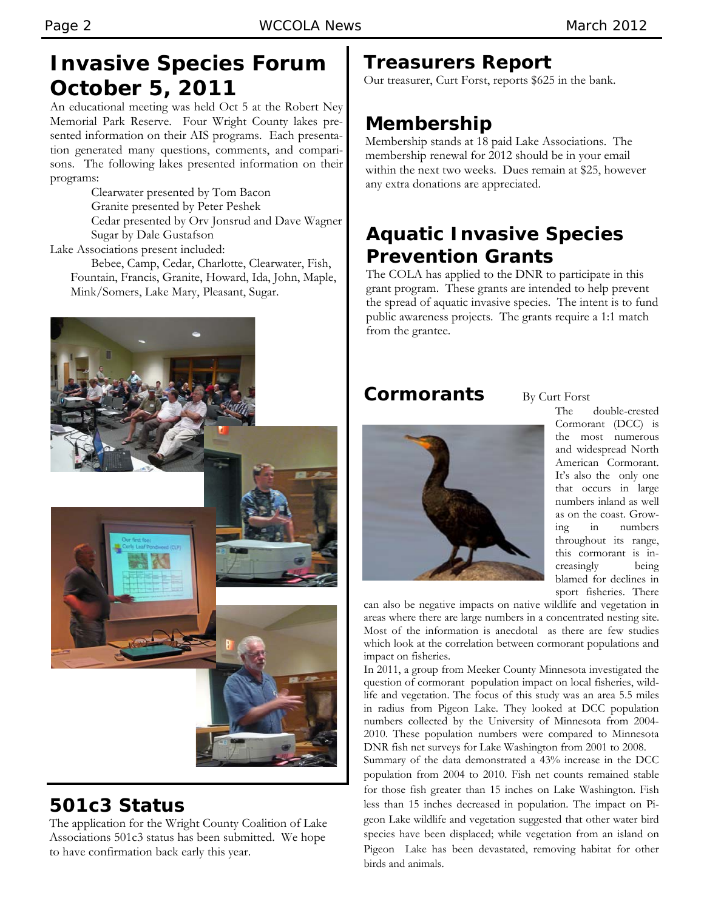## Invasive Species Forum October 5, 2011

An educational meeting was held Oct 5 at the Robert Ney Memorial Park Reserve. Four Wright County lakes presented information on their AIS programs. Each presentation generated many questions, comments, and comparisons. The following lakes presented information on their programs:

Clearwater presented by Tom Bacon
Granite presented by Peter Peshek
Cedar presented by Orv Jonsrud and Dave Wagner
Sugar by Dale Gustafson

Lake Associations present included:

Bebee, Camp, Cedar, Charlotte, Clearwater, Fish, Fountain, Francis, Granite, Howard, Ida, John, Maple, Mink/Somers, Lake Mary, Pleasant, Sugar.

## 501c3 Status

The application for the Wright County Coalition of Lake Associations 501c3 status has been submitted. We hope to have confirmation back early this year.

## Treasurers Report

Our treasurer, Curt Forst, reports $625 in the bank.

## Membership

Membership stands at 18 paid Lake Associations. The membership renewal for 2012 should be in your email within the next two weeks. Dues remain at $25, however any extra donations are appreciated.

## Aquatic Invasive Species Prevention Grants

The COLA has applied to the DNR to participate in this grant program. These grants are intended to help prevent the spread of aquatic invasive species. The intent is to fund public awareness projects. The grants require a 1:1 match from the grantee.

## Cormorants

By Curt Forst

The double-crested Cormorant (DCC) is the most numerous and widespread North American Cormorant. It's also the only one that occurs in large numbers inland as well as on the coast. Growing in numbers throughout its range, this cormorant is increasingly being blamed for declines in sport fisheries. There can also be negative impacts on native wildlife and vegetation in areas where there are large numbers in a concentrated nesting site. Most of the information is anecdotal as there are few studies which look at the correlation between cormorant populations and impact on fisheries.

In 2011, a group from Meeker County Minnesota investigated the question of cormorant population impact on local fisheries, wildlife and vegetation. The focus of this study was an area 5.5 miles in radius from Pigeon Lake. They looked at DCC population numbers collected by the University of Minnesota from 2004-2010. These population numbers were compared to Minnesota DNR fish net surveys for Lake Washington from 2001 to 2008.

Summary of the data demonstrated a 43% increase in the DCC population from 2004 to 2010. Fish net counts remained stable for those fish greater than 15 inches on Lake Washington. Fish less than 15 inches decreased in population. The impact on Pigeon Lake wildlife and vegetation suggested that other water bird species have been displaced; while vegetation from an island on Pigeon Lake has been devastated, removing habitat for other birds and animals.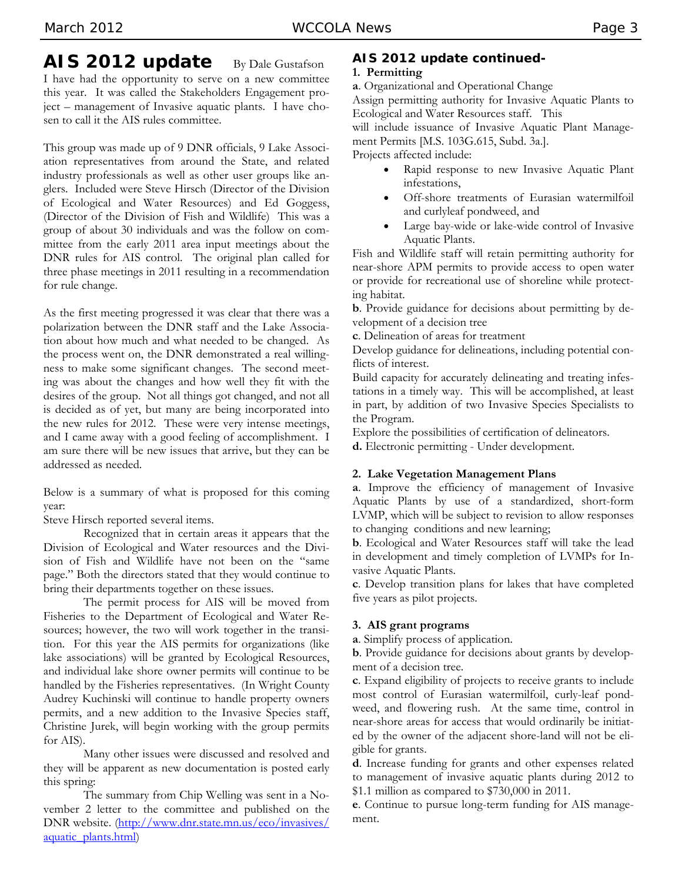# AIS 2012 update

By Dale Gustafson

I have had the opportunity to serve on a new committee this year. It was called the Stakeholders Engagement project – management of Invasive aquatic plants. I have chosen to call it the AIS rules committee.

This group was made up of 9 DNR officials, 9 Lake Association representatives from around the State, and related industry professionals as well as other user groups like anglers. Included were Steve Hirsch (Director of the Division of Ecological and Water Resources) and Ed Goggess, (Director of the Division of Fish and Wildlife) This was a group of about 30 individuals and was the follow on committee from the early 2011 area input meetings about the DNR rules for AIS control. The original plan called for three phase meetings in 2011 resulting in a recommendation for rule change.

As the first meeting progressed it was clear that there was a polarization between the DNR staff and the Lake Association about how much and what needed to be changed. As the process went on, the DNR demonstrated a real willingness to make some significant changes. The second meeting was about the changes and how well they fit with the desires of the group. Not all things got changed, and not all is decided as of yet, but many are being incorporated into the new rules for 2012. These were very intense meetings, and I came away with a good feeling of accomplishment. I am sure there will be new issues that arrive, but they can be addressed as needed.

Below is a summary of what is proposed for this coming year:

Steve Hirsch reported several items.

Recognized that in certain areas it appears that the Division of Ecological and Water resources and the Division of Fish and Wildlife have not been on the "same page." Both the directors stated that they would continue to bring their departments together on these issues.

The permit process for AIS will be moved from Fisheries to the Department of Ecological and Water Resources; however, the two will work together in the transition. For this year the AIS permits for organizations (like lake associations) will be granted by Ecological Resources, and individual lake shore owner permits will continue to be handled by the Fisheries representatives. (In Wright County Audrey Kuchinski will continue to handle property owners permits, and a new addition to the Invasive Species staff, Christine Jurek, will begin working with the group permits for AIS).

Many other issues were discussed and resolved and they will be apparent as new documentation is posted early this spring:

The summary from Chip Welling was sent in a November 2 letter to the committee and published on the DNR website. (http://www.dnr.state.mn.us/eco/invasives/aquatic_plants.html)

## AIS 2012 update continued-

**1. Permitting**

**a**. Organizational and Operational Change

Assign permitting authority for Invasive Aquatic Plants to Ecological and Water Resources staff. This will include issuance of Invasive Aquatic Plant Management Permits [M.S. 103G.615, Subd. 3a.].

Projects affected include:

- Rapid response to new Invasive Aquatic Plant infestations,
- Off-shore treatments of Eurasian watermilfoil and curlyleaf pondweed, and
- Large bay-wide or lake-wide control of Invasive Aquatic Plants.

Fish and Wildlife staff will retain permitting authority for near-shore APM permits to provide access to open water or provide for recreational use of shoreline while protecting habitat.

**b**. Provide guidance for decisions about permitting by development of a decision tree

**c**. Delineation of areas for treatment

Develop guidance for delineations, including potential conflicts of interest.

Build capacity for accurately delineating and treating infestations in a timely way. This will be accomplished, at least in part, by addition of two Invasive Species Specialists to the Program.

Explore the possibilities of certification of delineators.

**d.** Electronic permitting - Under development.

**2. Lake Vegetation Management Plans**

**a**. Improve the efficiency of management of Invasive Aquatic Plants by use of a standardized, short-form LVMP, which will be subject to revision to allow responses to changing conditions and new learning;

**b**. Ecological and Water Resources staff will take the lead in development and timely completion of LVMPs for Invasive Aquatic Plants.

**c**. Develop transition plans for lakes that have completed five years as pilot projects.

**3. AIS grant programs**

**a**. Simplify process of application.

**b**. Provide guidance for decisions about grants by development of a decision tree.

**c**. Expand eligibility of projects to receive grants to include most control of Eurasian watermilfoil, curly-leaf pondweed, and flowering rush. At the same time, control in near-shore areas for access that would ordinarily be initiated by the owner of the adjacent shore-land will not be eligible for grants.

**d**. Increase funding for grants and other expenses related to management of invasive aquatic plants during 2012 to $1.1 million as compared to $730,000 in 2011.

**e**. Continue to pursue long-term funding for AIS management.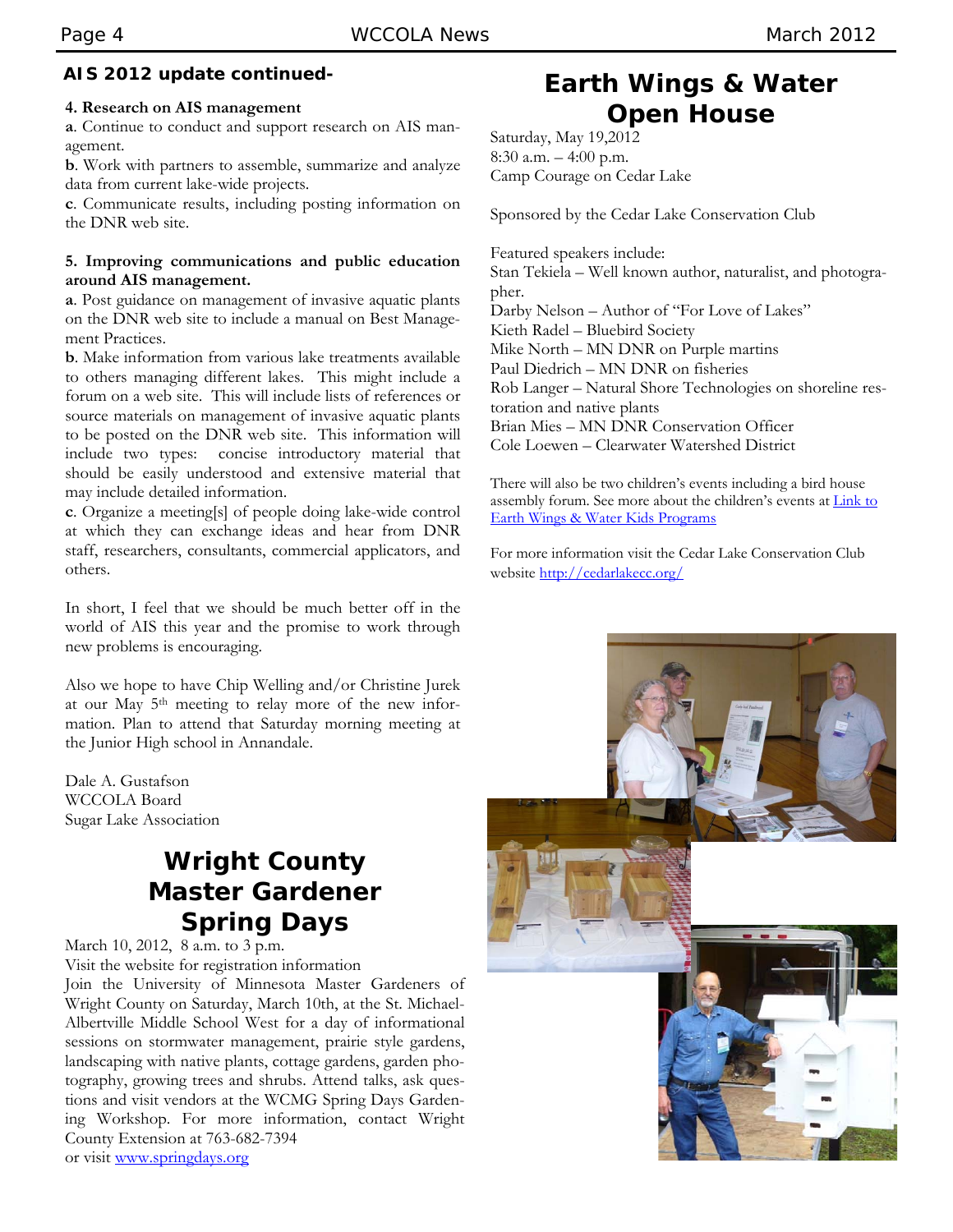## AIS 2012 update continued-

**4. Research on AIS management**

**a**. Continue to conduct and support research on AIS management.

**b**. Work with partners to assemble, summarize and analyze data from current lake-wide projects.

**c**. Communicate results, including posting information on the DNR web site.

**5. Improving communications and public education around AIS management.**

**a**. Post guidance on management of invasive aquatic plants on the DNR web site to include a manual on Best Management Practices.

**b**. Make information from various lake treatments available to others managing different lakes. This might include a forum on a web site. This will include lists of references or source materials on management of invasive aquatic plants to be posted on the DNR web site. This information will include two types: concise introductory material that should be easily understood and extensive material that may include detailed information.

**c**. Organize a meeting[s] of people doing lake-wide control at which they can exchange ideas and hear from DNR staff, researchers, consultants, commercial applicators, and others.

In short, I feel that we should be much better off in the world of AIS this year and the promise to work through new problems is encouraging.

Also we hope to have Chip Welling and/or Christine Jurek at our May 5th meeting to relay more of the new information. Plan to attend that Saturday morning meeting at the Junior High school in Annandale.

Dale A. Gustafson
WCCOLA Board
Sugar Lake Association

# Wright County Master Gardener Spring Days

March 10, 2012, 8 a.m. to 3 p.m.
Visit the website for registration information

Join the University of Minnesota Master Gardeners of Wright County on Saturday, March 10th, at the St. Michael-Albertville Middle School West for a day of informational sessions on stormwater management, prairie style gardens, landscaping with native plants, cottage gardens, garden photography, growing trees and shrubs. Attend talks, ask questions and visit vendors at the WCMG Spring Days Gardening Workshop. For more information, contact Wright County Extension at 763-682-7394
or visit www.springdays.org

# Earth Wings & Water Open House

Saturday, May 19,2012
8:30 a.m. – 4:00 p.m.
Camp Courage on Cedar Lake

Sponsored by the Cedar Lake Conservation Club

Featured speakers include:
Stan Tekiela – Well known author, naturalist, and photographer.
Darby Nelson – Author of "For Love of Lakes"
Kieth Radel – Bluebird Society
Mike North – MN DNR on Purple martins
Paul Diedrich – MN DNR on fisheries
Rob Langer – Natural Shore Technologies on shoreline restoration and native plants
Brian Mies – MN DNR Conservation Officer
Cole Loewen – Clearwater Watershed District

There will also be two children's events including a bird house assembly forum. See more about the children's events at Link to Earth Wings & Water Kids Programs

For more information visit the Cedar Lake Conservation Club website http://cedarlakecc.org/